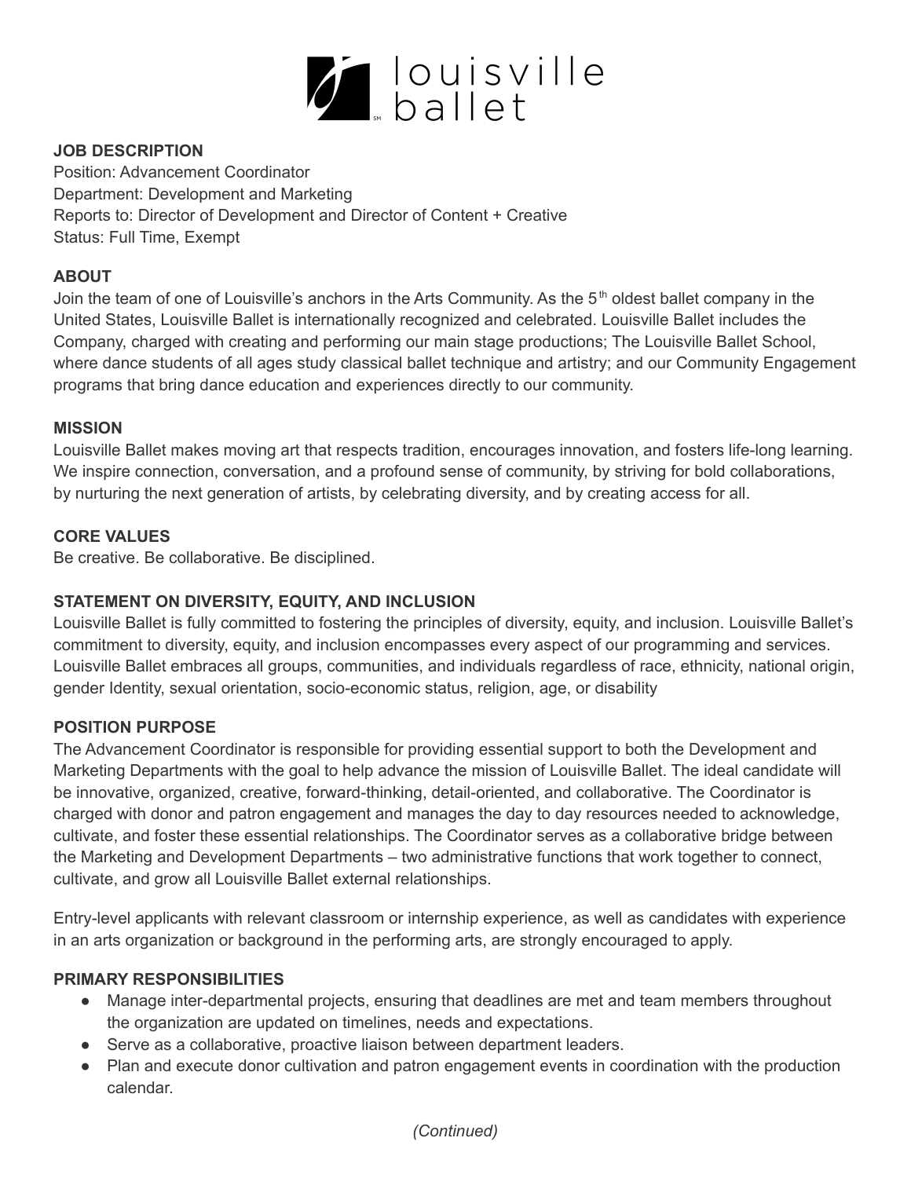# louisville ballet

**JOB DESCRIPTION**
Position: Advancement Coordinator
Department: Development and Marketing
Reports to: Director of Development and Director of Content + Creative
Status: Full Time, Exempt

**ABOUT**
Join the team of one of Louisville's anchors in the Arts Community. As the 5th oldest ballet company in the United States, Louisville Ballet is internationally recognized and celebrated. Louisville Ballet includes the Company, charged with creating and performing our main stage productions; The Louisville Ballet School, where dance students of all ages study classical ballet technique and artistry; and our Community Engagement programs that bring dance education and experiences directly to our community.

**MISSION**
Louisville Ballet makes moving art that respects tradition, encourages innovation, and fosters life-long learning. We inspire connection, conversation, and a profound sense of community, by striving for bold collaborations, by nurturing the next generation of artists, by celebrating diversity, and by creating access for all.

**CORE VALUES**
Be creative. Be collaborative. Be disciplined.

**STATEMENT ON DIVERSITY, EQUITY, AND INCLUSION**
Louisville Ballet is fully committed to fostering the principles of diversity, equity, and inclusion. Louisville Ballet's commitment to diversity, equity, and inclusion encompasses every aspect of our programming and services. Louisville Ballet embraces all groups, communities, and individuals regardless of race, ethnicity, national origin, gender Identity, sexual orientation, socio-economic status, religion, age, or disability

**POSITION PURPOSE**
The Advancement Coordinator is responsible for providing essential support to both the Development and Marketing Departments with the goal to help advance the mission of Louisville Ballet. The ideal candidate will be innovative, organized, creative, forward-thinking, detail-oriented, and collaborative. The Coordinator is charged with donor and patron engagement and manages the day to day resources needed to acknowledge, cultivate, and foster these essential relationships. The Coordinator serves as a collaborative bridge between the Marketing and Development Departments – two administrative functions that work together to connect, cultivate, and grow all Louisville Ballet external relationships.

Entry-level applicants with relevant classroom or internship experience, as well as candidates with experience in an arts organization or background in the performing arts, are strongly encouraged to apply.

**PRIMARY RESPONSIBILITIES**

- Manage inter-departmental projects, ensuring that deadlines are met and team members throughout the organization are updated on timelines, needs and expectations.
- Serve as a collaborative, proactive liaison between department leaders.
- Plan and execute donor cultivation and patron engagement events in coordination with the production calendar.

*(Continued)*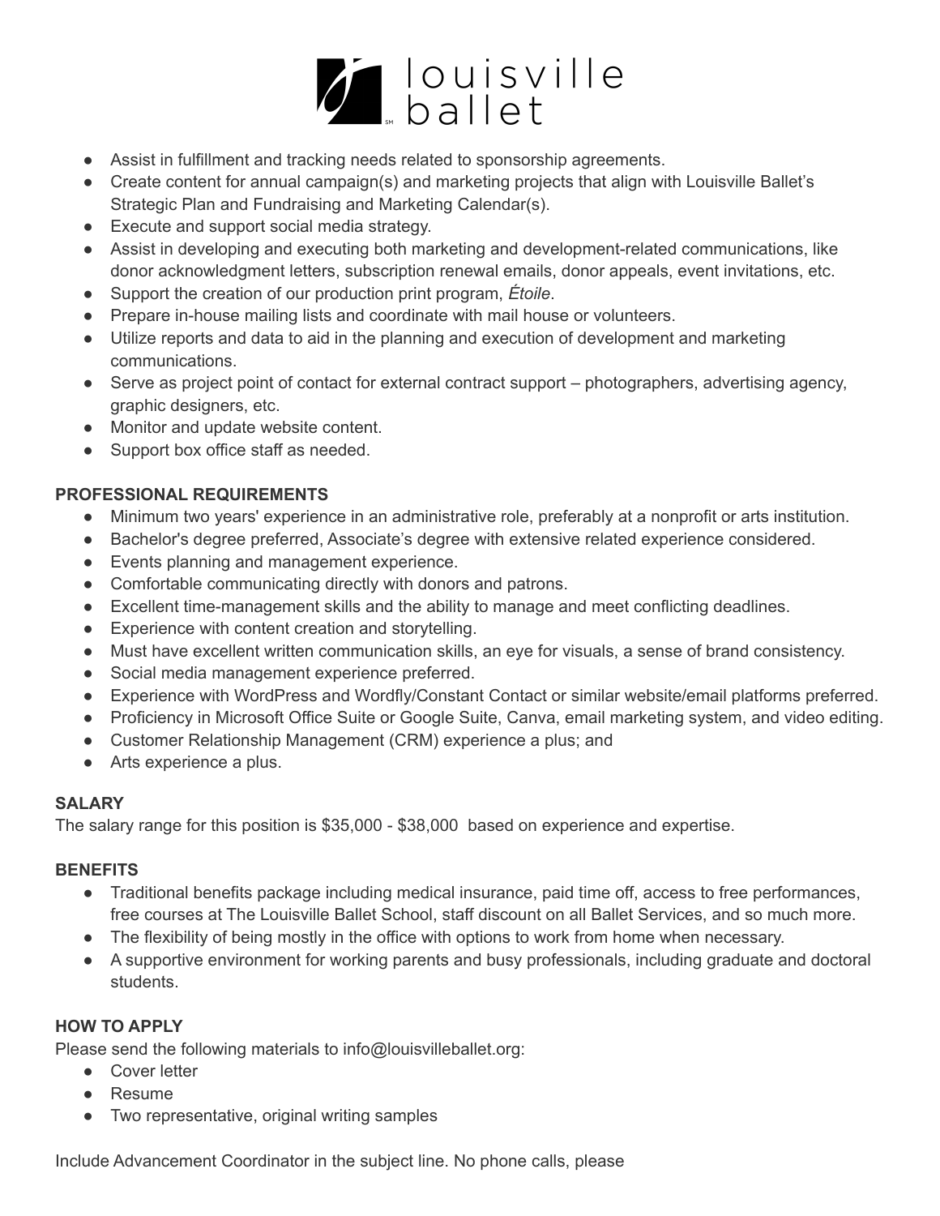- Assist in fulfillment and tracking needs related to sponsorship agreements.
- Create content for annual campaign(s) and marketing projects that align with Louisville Ballet's Strategic Plan and Fundraising and Marketing Calendar(s).
- Execute and support social media strategy.
- Assist in developing and executing both marketing and development-related communications, like donor acknowledgment letters, subscription renewal emails, donor appeals, event invitations, etc.
- Support the creation of our production print program, *Étoile*.
- Prepare in-house mailing lists and coordinate with mail house or volunteers.
- Utilize reports and data to aid in the planning and execution of development and marketing communications.
- Serve as project point of contact for external contract support – photographers, advertising agency, graphic designers, etc.
- Monitor and update website content.
- Support box office staff as needed.

**PROFESSIONAL REQUIREMENTS**

- Minimum two years' experience in an administrative role, preferably at a nonprofit or arts institution.
- Bachelor's degree preferred, Associate's degree with extensive related experience considered.
- Events planning and management experience.
- Comfortable communicating directly with donors and patrons.
- Excellent time-management skills and the ability to manage and meet conflicting deadlines.
- Experience with content creation and storytelling.
- Must have excellent written communication skills, an eye for visuals, a sense of brand consistency.
- Social media management experience preferred.
- Experience with WordPress and Wordfly/Constant Contact or similar website/email platforms preferred.
- Proficiency in Microsoft Office Suite or Google Suite, Canva, email marketing system, and video editing.
- Customer Relationship Management (CRM) experience a plus; and
- Arts experience a plus.

**SALARY**

The salary range for this position is $35,000 - $38,000 based on experience and expertise.

**BENEFITS**

- Traditional benefits package including medical insurance, paid time off, access to free performances, free courses at The Louisville Ballet School, staff discount on all Ballet Services, and so much more.
- The flexibility of being mostly in the office with options to work from home when necessary.
- A supportive environment for working parents and busy professionals, including graduate and doctoral students.

**HOW TO APPLY**

Please send the following materials to info@louisvilleballet.org:

- Cover letter
- Resume
- Two representative, original writing samples

Include Advancement Coordinator in the subject line. No phone calls, please